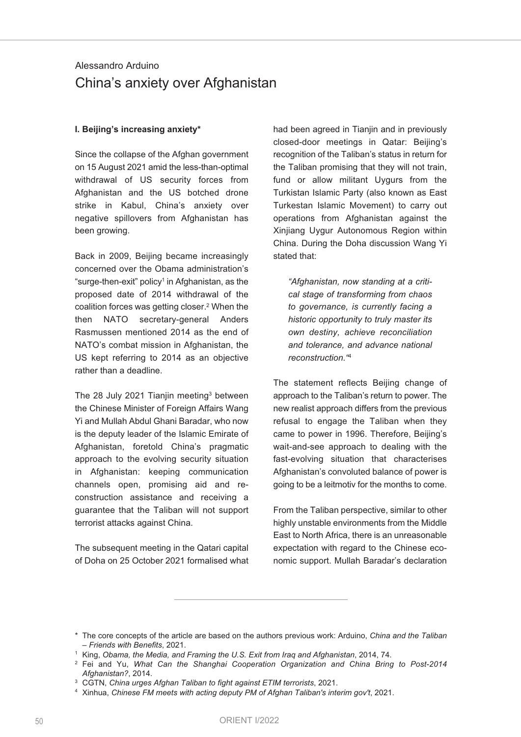Alessandro Arduino

# China's anxiety over Afghanistan

## I. Beijing's increasing anxiety*

Since the collapse of the Afghan government on 15 August 2021 amid the less-than-optimal withdrawal of US security forces from Afghanistan and the US botched drone strike in Kabul, China's anxiety over negative spillovers from Afghanistan has been growing.

Back in 2009, Beijing became increasingly concerned over the Obama administration's "surge-then-exit" policy[1] in Afghanistan, as the proposed date of 2014 withdrawal of the coalition forces was getting closer.[2] When the then NATO secretary-general Anders Rasmussen mentioned 2014 as the end of NATO's combat mission in Afghanistan, the US kept referring to 2014 as an objective rather than a deadline.

The 28 July 2021 Tianjin meeting[3] between the Chinese Minister of Foreign Affairs Wang Yi and Mullah Abdul Ghani Baradar, who now is the deputy leader of the Islamic Emirate of Afghanistan, foretold China's pragmatic approach to the evolving security situation in Afghanistan: keeping communication channels open, promising aid and reconstruction assistance and receiving a guarantee that the Taliban will not support terrorist attacks against China.

The subsequent meeting in the Qatari capital of Doha on 25 October 2021 formalised what had been agreed in Tianjin and in previously closed-door meetings in Qatar: Beijing's recognition of the Taliban's status in return for the Taliban promising that they will not train, fund or allow militant Uygurs from the Turkistan Islamic Party (also known as East Turkestan Islamic Movement) to carry out operations from Afghanistan against the Xinjiang Uygur Autonomous Region within China. During the Doha discussion Wang Yi stated that:

> *"Afghanistan, now standing at a critical stage of transforming from chaos to governance, is currently facing a historic opportunity to truly master its own destiny, achieve reconciliation and tolerance, and advance national reconstruction."*[4]

The statement reflects Beijing change of approach to the Taliban's return to power. The new realist approach differs from the previous refusal to engage the Taliban when they came to power in 1996. Therefore, Beijing's wait-and-see approach to dealing with the fast-evolving situation that characterises Afghanistan's convoluted balance of power is going to be a leitmotiv for the months to come.

From the Taliban perspective, similar to other highly unstable environments from the Middle East to North Africa, there is an unreasonable expectation with regard to the Chinese economic support. Mullah Baradar's declaration

---

\* The core concepts of the article are based on the authors previous work: Arduino, *China and the Taliban – Friends with Benefits*, 2021.

[1] King, *Obama, the Media, and Framing the U.S. Exit from Iraq and Afghanistan*, 2014, 74.

[2] Fei and Yu, *What Can the Shanghai Cooperation Organization and China Bring to Post-2014 Afghanistan?*, 2014.

[3] CGTN, *China urges Afghan Taliban to fight against ETIM terrorists*, 2021.

[4] Xinhua, *Chinese FM meets with acting deputy PM of Afghan Taliban's interim gov't*, 2021.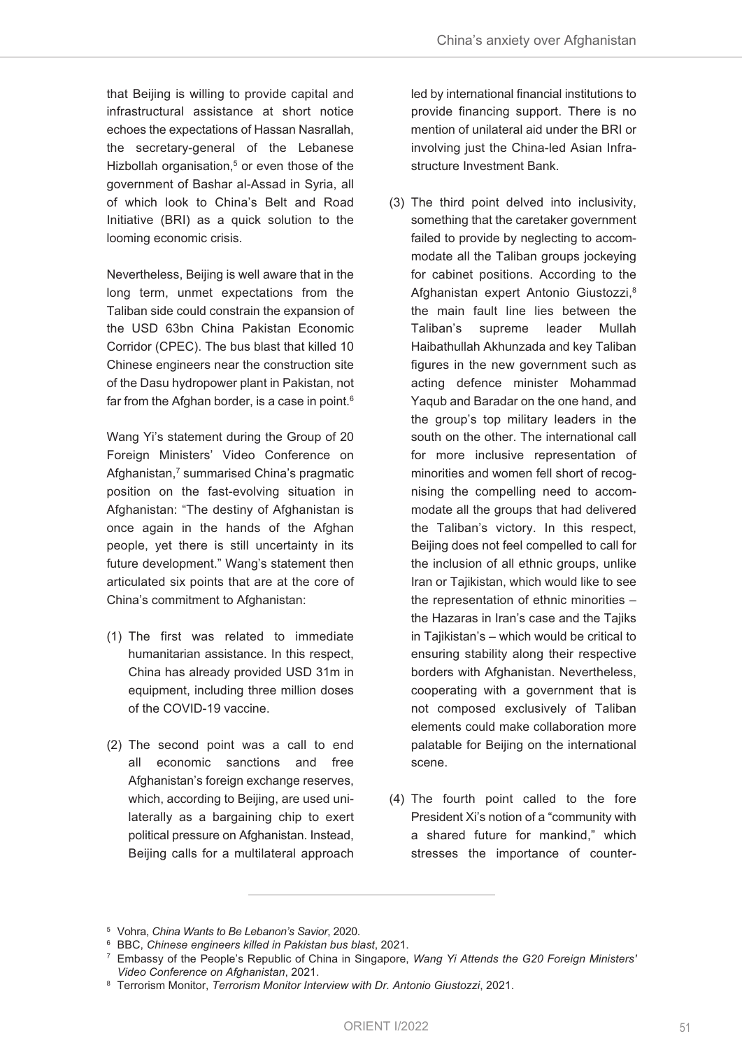that Beijing is willing to provide capital and infrastructural assistance at short notice echoes the expectations of Hassan Nasrallah, the secretary-general of the Lebanese Hizbollah organisation,[5] or even those of the government of Bashar al-Assad in Syria, all of which look to China's Belt and Road Initiative (BRI) as a quick solution to the looming economic crisis.

Nevertheless, Beijing is well aware that in the long term, unmet expectations from the Taliban side could constrain the expansion of the USD 63bn China Pakistan Economic Corridor (CPEC). The bus blast that killed 10 Chinese engineers near the construction site of the Dasu hydropower plant in Pakistan, not far from the Afghan border, is a case in point.[6]

Wang Yi's statement during the Group of 20 Foreign Ministers' Video Conference on Afghanistan,[7] summarised China's pragmatic position on the fast-evolving situation in Afghanistan: "The destiny of Afghanistan is once again in the hands of the Afghan people, yet there is still uncertainty in its future development." Wang's statement then articulated six points that are at the core of China's commitment to Afghanistan:

(1) The first was related to immediate humanitarian assistance. In this respect, China has already provided USD 31m in equipment, including three million doses of the COVID-19 vaccine.

(2) The second point was a call to end all economic sanctions and free Afghanistan's foreign exchange reserves, which, according to Beijing, are used unilaterally as a bargaining chip to exert political pressure on Afghanistan. Instead, Beijing calls for a multilateral approach led by international financial institutions to provide financing support. There is no mention of unilateral aid under the BRI or involving just the China-led Asian Infrastructure Investment Bank.

(3) The third point delved into inclusivity, something that the caretaker government failed to provide by neglecting to accommodate all the Taliban groups jockeying for cabinet positions. According to the Afghanistan expert Antonio Giustozzi,[8] the main fault line lies between the Taliban's supreme leader Mullah Haibathullah Akhunzada and key Taliban figures in the new government such as acting defence minister Mohammad Yaqub and Baradar on the one hand, and the group's top military leaders in the south on the other. The international call for more inclusive representation of minorities and women fell short of recognising the compelling need to accommodate all the groups that had delivered the Taliban's victory. In this respect, Beijing does not feel compelled to call for the inclusion of all ethnic groups, unlike Iran or Tajikistan, which would like to see the representation of ethnic minorities – the Hazaras in Iran's case and the Tajiks in Tajikistan's – which would be critical to ensuring stability along their respective borders with Afghanistan. Nevertheless, cooperating with a government that is not composed exclusively of Taliban elements could make collaboration more palatable for Beijing on the international scene.

(4) The fourth point called to the fore President Xi's notion of a "community with a shared future for mankind," which stresses the importance of counter-

---

[5] Vohra, *China Wants to Be Lebanon's Savior*, 2020.

[6] BBC, *Chinese engineers killed in Pakistan bus blast*, 2021.

[7] Embassy of the People's Republic of China in Singapore, *Wang Yi Attends the G20 Foreign Ministers' Video Conference on Afghanistan*, 2021.

[8] Terrorism Monitor, *Terrorism Monitor Interview with Dr. Antonio Giustozzi*, 2021.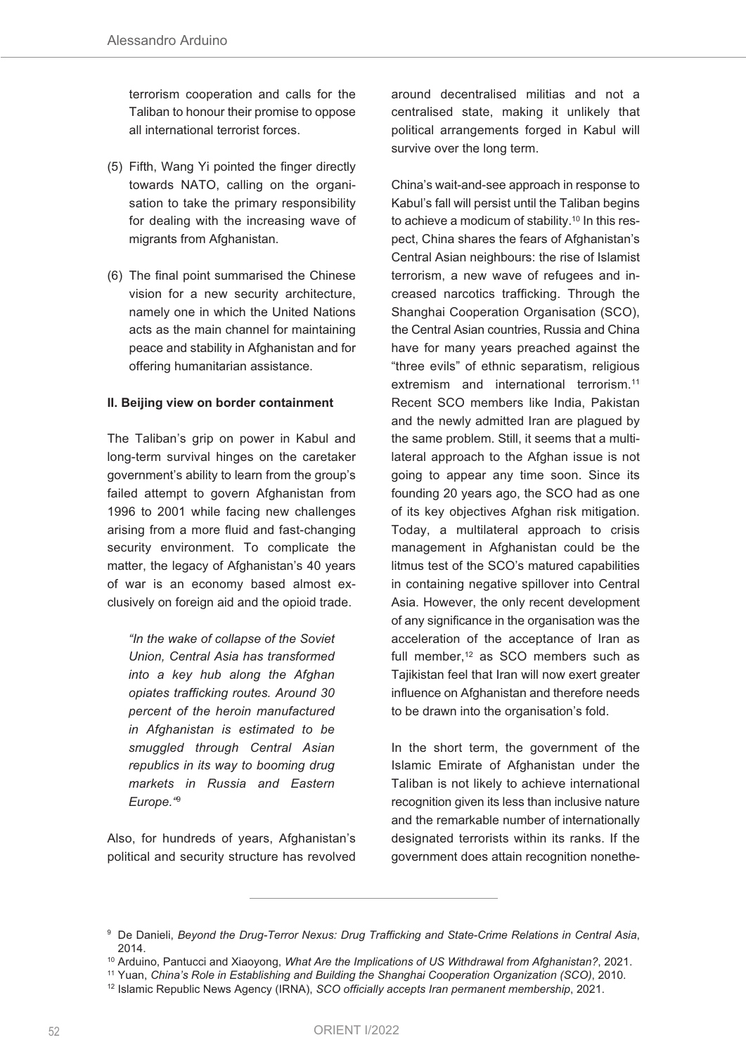terrorism cooperation and calls for the Taliban to honour their promise to oppose all international terrorist forces.

(5) Fifth, Wang Yi pointed the finger directly towards NATO, calling on the organisation to take the primary responsibility for dealing with the increasing wave of migrants from Afghanistan.

(6) The final point summarised the Chinese vision for a new security architecture, namely one in which the United Nations acts as the main channel for maintaining peace and stability in Afghanistan and for offering humanitarian assistance.

**II. Beijing view on border containment**

The Taliban's grip on power in Kabul and long-term survival hinges on the caretaker government's ability to learn from the group's failed attempt to govern Afghanistan from 1996 to 2001 while facing new challenges arising from a more fluid and fast-changing security environment. To complicate the matter, the legacy of Afghanistan's 40 years of war is an economy based almost exclusively on foreign aid and the opioid trade.

> *"In the wake of collapse of the Soviet Union, Central Asia has transformed into a key hub along the Afghan opiates trafficking routes. Around 30 percent of the heroin manufactured in Afghanistan is estimated to be smuggled through Central Asian republics in its way to booming drug markets in Russia and Eastern Europe."*[9]

Also, for hundreds of years, Afghanistan's political and security structure has revolved around decentralised militias and not a centralised state, making it unlikely that political arrangements forged in Kabul will survive over the long term.

China's wait-and-see approach in response to Kabul's fall will persist until the Taliban begins to achieve a modicum of stability.[10] In this respect, China shares the fears of Afghanistan's Central Asian neighbours: the rise of Islamist terrorism, a new wave of refugees and increased narcotics trafficking. Through the Shanghai Cooperation Organisation (SCO), the Central Asian countries, Russia and China have for many years preached against the "three evils" of ethnic separatism, religious extremism and international terrorism.[11] Recent SCO members like India, Pakistan and the newly admitted Iran are plagued by the same problem. Still, it seems that a multilateral approach to the Afghan issue is not going to appear any time soon. Since its founding 20 years ago, the SCO had as one of its key objectives Afghan risk mitigation. Today, a multilateral approach to crisis management in Afghanistan could be the litmus test of the SCO's matured capabilities in containing negative spillover into Central Asia. However, the only recent development of any significance in the organisation was the acceleration of the acceptance of Iran as full member,[12] as SCO members such as Tajikistan feel that Iran will now exert greater influence on Afghanistan and therefore needs to be drawn into the organisation's fold.

In the short term, the government of the Islamic Emirate of Afghanistan under the Taliban is not likely to achieve international recognition given its less than inclusive nature and the remarkable number of internationally designated terrorists within its ranks. If the government does attain recognition nonethe-

---

[9] De Danieli, *Beyond the Drug-Terror Nexus: Drug Trafficking and State-Crime Relations in Central Asia*, 2014.

[10] Arduino, Pantucci and Xiaoyong, *What Are the Implications of US Withdrawal from Afghanistan?*, 2021.

[11] Yuan, *China's Role in Establishing and Building the Shanghai Cooperation Organization (SCO)*, 2010.

[12] Islamic Republic News Agency (IRNA), *SCO officially accepts Iran permanent membership*, 2021.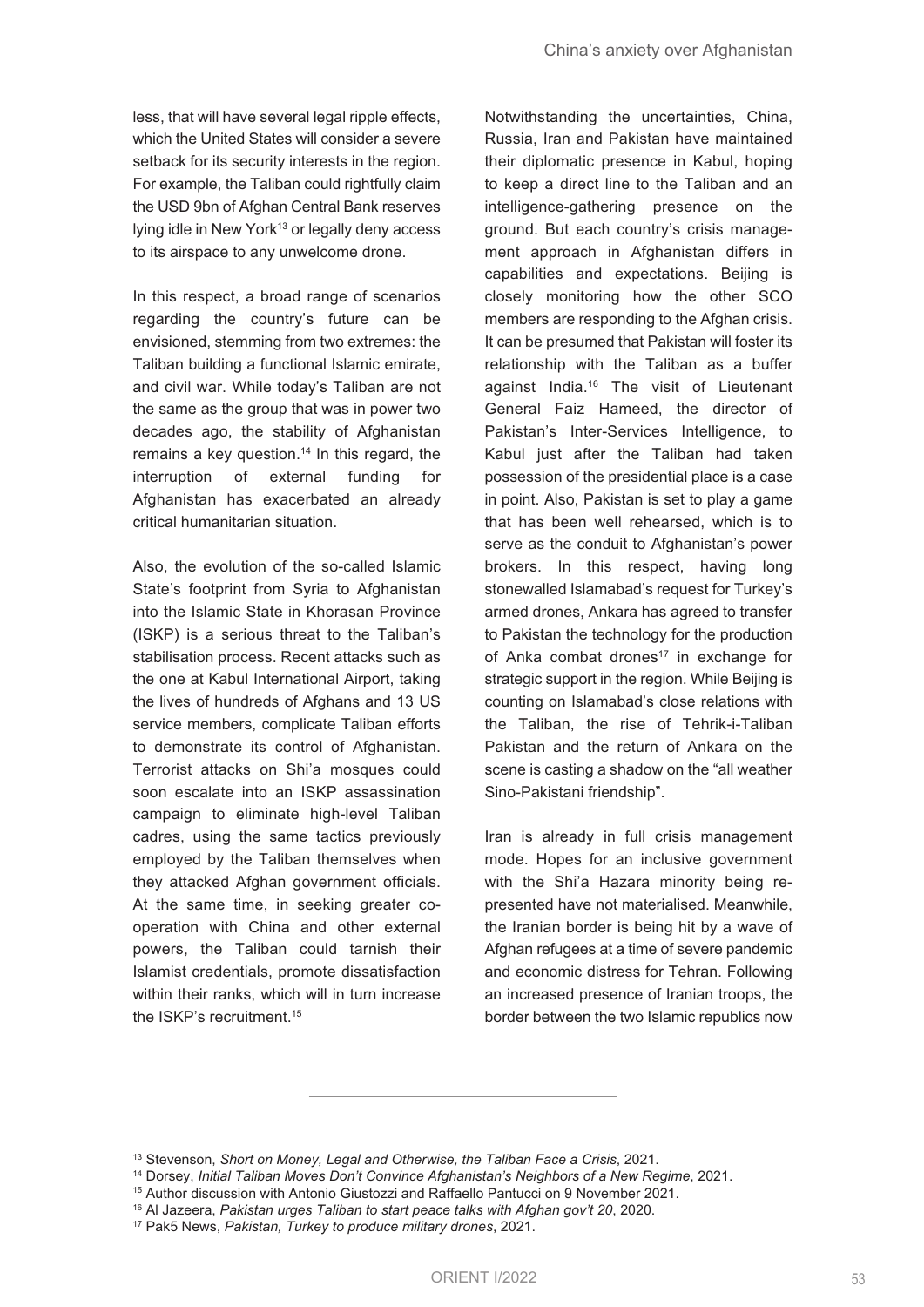less, that will have several legal ripple effects, which the United States will consider a severe setback for its security interests in the region. For example, the Taliban could rightfully claim the USD 9bn of Afghan Central Bank reserves lying idle in New York[13] or legally deny access to its airspace to any unwelcome drone.

In this respect, a broad range of scenarios regarding the country's future can be envisioned, stemming from two extremes: the Taliban building a functional Islamic emirate, and civil war. While today's Taliban are not the same as the group that was in power two decades ago, the stability of Afghanistan remains a key question.[14] In this regard, the interruption of external funding for Afghanistan has exacerbated an already critical humanitarian situation.

Also, the evolution of the so-called Islamic State's footprint from Syria to Afghanistan into the Islamic State in Khorasan Province (ISKP) is a serious threat to the Taliban's stabilisation process. Recent attacks such as the one at Kabul International Airport, taking the lives of hundreds of Afghans and 13 US service members, complicate Taliban efforts to demonstrate its control of Afghanistan. Terrorist attacks on Shi'a mosques could soon escalate into an ISKP assassination campaign to eliminate high-level Taliban cadres, using the same tactics previously employed by the Taliban themselves when they attacked Afghan government officials. At the same time, in seeking greater co-operation with China and other external powers, the Taliban could tarnish their Islamist credentials, promote dissatisfaction within their ranks, which will in turn increase the ISKP's recruitment.[15]

Notwithstanding the uncertainties, China, Russia, Iran and Pakistan have maintained their diplomatic presence in Kabul, hoping to keep a direct line to the Taliban and an intelligence-gathering presence on the ground. But each country's crisis management approach in Afghanistan differs in capabilities and expectations. Beijing is closely monitoring how the other SCO members are responding to the Afghan crisis. It can be presumed that Pakistan will foster its relationship with the Taliban as a buffer against India.[16] The visit of Lieutenant General Faiz Hameed, the director of Pakistan's Inter-Services Intelligence, to Kabul just after the Taliban had taken possession of the presidential place is a case in point. Also, Pakistan is set to play a game that has been well rehearsed, which is to serve as the conduit to Afghanistan's power brokers. In this respect, having long stonewalled Islamabad's request for Turkey's armed drones, Ankara has agreed to transfer to Pakistan the technology for the production of Anka combat drones[17] in exchange for strategic support in the region. While Beijing is counting on Islamabad's close relations with the Taliban, the rise of Tehrik-i-Taliban Pakistan and the return of Ankara on the scene is casting a shadow on the "all weather Sino-Pakistani friendship".

Iran is already in full crisis management mode. Hopes for an inclusive government with the Shi'a Hazara minority being represented have not materialised. Meanwhile, the Iranian border is being hit by a wave of Afghan refugees at a time of severe pandemic and economic distress for Tehran. Following an increased presence of Iranian troops, the border between the two Islamic republics now

---

[13] Stevenson, *Short on Money, Legal and Otherwise, the Taliban Face a Crisis*, 2021.

[14] Dorsey, *Initial Taliban Moves Don't Convince Afghanistan's Neighbors of a New Regime*, 2021.

[15] Author discussion with Antonio Giustozzi and Raffaello Pantucci on 9 November 2021.

[16] Al Jazeera, *Pakistan urges Taliban to start peace talks with Afghan gov't 20*, 2020.

[17] Pak5 News, *Pakistan, Turkey to produce military drones*, 2021.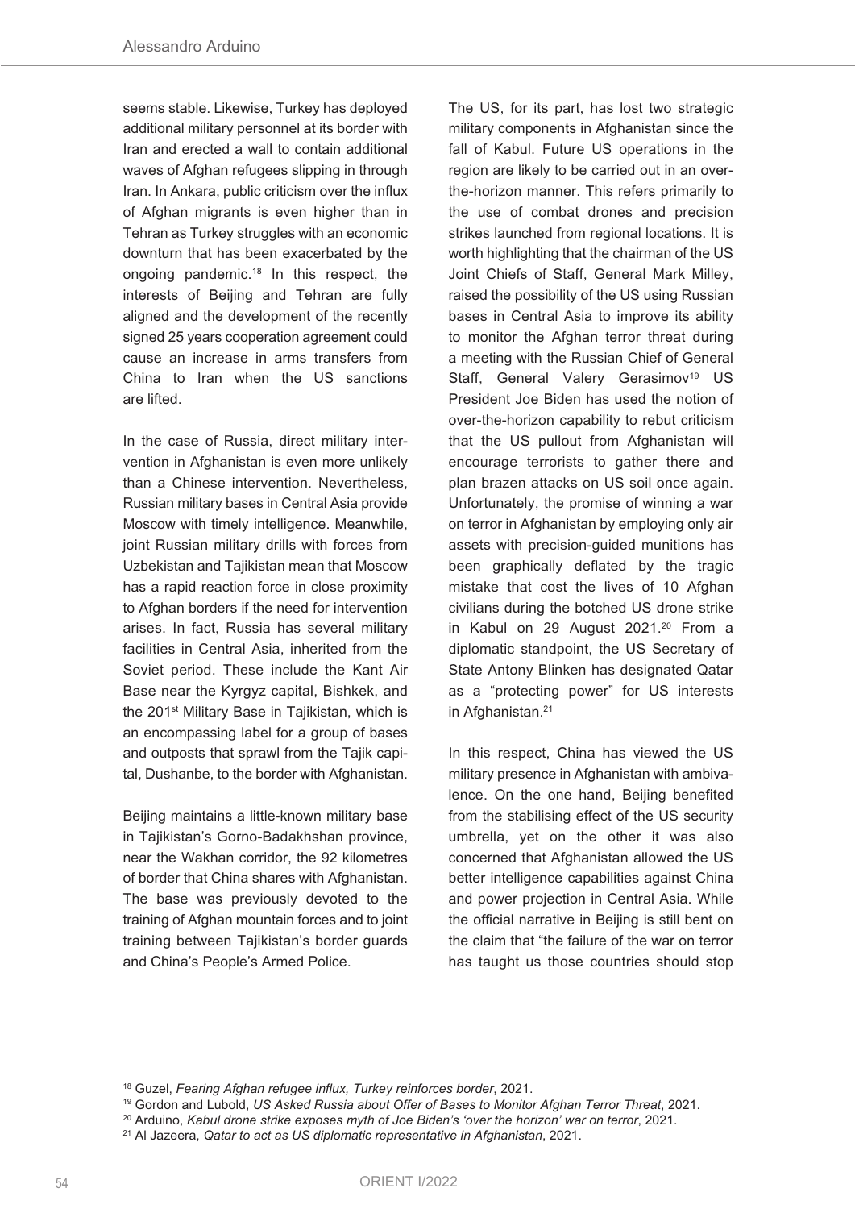seems stable. Likewise, Turkey has deployed additional military personnel at its border with Iran and erected a wall to contain additional waves of Afghan refugees slipping in through Iran. In Ankara, public criticism over the influx of Afghan migrants is even higher than in Tehran as Turkey struggles with an economic downturn that has been exacerbated by the ongoing pandemic.[18] In this respect, the interests of Beijing and Tehran are fully aligned and the development of the recently signed 25 years cooperation agreement could cause an increase in arms transfers from China to Iran when the US sanctions are lifted.

In the case of Russia, direct military intervention in Afghanistan is even more unlikely than a Chinese intervention. Nevertheless, Russian military bases in Central Asia provide Moscow with timely intelligence. Meanwhile, joint Russian military drills with forces from Uzbekistan and Tajikistan mean that Moscow has a rapid reaction force in close proximity to Afghan borders if the need for intervention arises. In fact, Russia has several military facilities in Central Asia, inherited from the Soviet period. These include the Kant Air Base near the Kyrgyz capital, Bishkek, and the 201st Military Base in Tajikistan, which is an encompassing label for a group of bases and outposts that sprawl from the Tajik capital, Dushanbe, to the border with Afghanistan.

Beijing maintains a little-known military base in Tajikistan's Gorno-Badakhshan province, near the Wakhan corridor, the 92 kilometres of border that China shares with Afghanistan. The base was previously devoted to the training of Afghan mountain forces and to joint training between Tajikistan's border guards and China's People's Armed Police.

The US, for its part, has lost two strategic military components in Afghanistan since the fall of Kabul. Future US operations in the region are likely to be carried out in an over-the-horizon manner. This refers primarily to the use of combat drones and precision strikes launched from regional locations. It is worth highlighting that the chairman of the US Joint Chiefs of Staff, General Mark Milley, raised the possibility of the US using Russian bases in Central Asia to improve its ability to monitor the Afghan terror threat during a meeting with the Russian Chief of General Staff, General Valery Gerasimov[19] US President Joe Biden has used the notion of over-the-horizon capability to rebut criticism that the US pullout from Afghanistan will encourage terrorists to gather there and plan brazen attacks on US soil once again. Unfortunately, the promise of winning a war on terror in Afghanistan by employing only air assets with precision-guided munitions has been graphically deflated by the tragic mistake that cost the lives of 10 Afghan civilians during the botched US drone strike in Kabul on 29 August 2021.[20] From a diplomatic standpoint, the US Secretary of State Antony Blinken has designated Qatar as a "protecting power" for US interests in Afghanistan.[21]

In this respect, China has viewed the US military presence in Afghanistan with ambivalence. On the one hand, Beijing benefited from the stabilising effect of the US security umbrella, yet on the other it was also concerned that Afghanistan allowed the US better intelligence capabilities against China and power projection in Central Asia. While the official narrative in Beijing is still bent on the claim that "the failure of the war on terror has taught us those countries should stop

---

[18] Guzel, *Fearing Afghan refugee influx, Turkey reinforces border*, 2021.

[19] Gordon and Lubold, *US Asked Russia about Offer of Bases to Monitor Afghan Terror Threat*, 2021.

[20] Arduino, *Kabul drone strike exposes myth of Joe Biden's 'over the horizon' war on terror*, 2021.

[21] Al Jazeera, *Qatar to act as US diplomatic representative in Afghanistan*, 2021.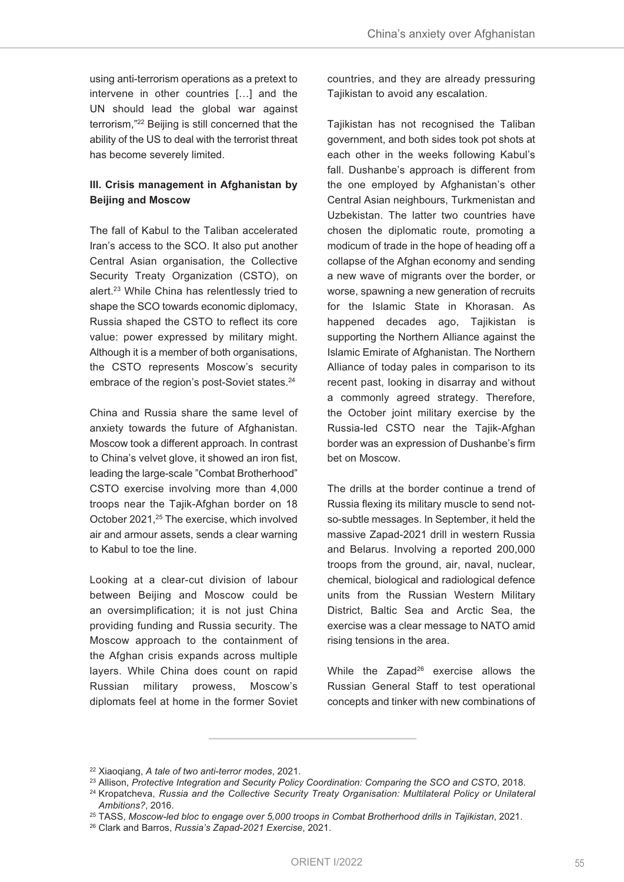using anti-terrorism operations as a pretext to intervene in other countries […] and the UN should lead the global war against terrorism,"[22] Beijing is still concerned that the ability of the US to deal with the terrorist threat has become severely limited.

### III. Crisis management in Afghanistan by Beijing and Moscow

The fall of Kabul to the Taliban accelerated Iran's access to the SCO. It also put another Central Asian organisation, the Collective Security Treaty Organization (CSTO), on alert.[23] While China has relentlessly tried to shape the SCO towards economic diplomacy, Russia shaped the CSTO to reflect its core value: power expressed by military might. Although it is a member of both organisations, the CSTO represents Moscow's security embrace of the region's post-Soviet states.[24]

China and Russia share the same level of anxiety towards the future of Afghanistan. Moscow took a different approach. In contrast to China's velvet glove, it showed an iron fist, leading the large-scale "Combat Brotherhood" CSTO exercise involving more than 4,000 troops near the Tajik-Afghan border on 18 October 2021,[25] The exercise, which involved air and armour assets, sends a clear warning to Kabul to toe the line.

Looking at a clear-cut division of labour between Beijing and Moscow could be an oversimplification; it is not just China providing funding and Russia security. The Moscow approach to the containment of the Afghan crisis expands across multiple layers. While China does count on rapid Russian military prowess, Moscow's diplomats feel at home in the former Soviet countries, and they are already pressuring Tajikistan to avoid any escalation.

Tajikistan has not recognised the Taliban government, and both sides took pot shots at each other in the weeks following Kabul's fall. Dushanbe's approach is different from the one employed by Afghanistan's other Central Asian neighbours, Turkmenistan and Uzbekistan. The latter two countries have chosen the diplomatic route, promoting a modicum of trade in the hope of heading off a collapse of the Afghan economy and sending a new wave of migrants over the border, or worse, spawning a new generation of recruits for the Islamic State in Khorasan. As happened decades ago, Tajikistan is supporting the Northern Alliance against the Islamic Emirate of Afghanistan. The Northern Alliance of today pales in comparison to its recent past, looking in disarray and without a commonly agreed strategy. Therefore, the October joint military exercise by the Russia-led CSTO near the Tajik-Afghan border was an expression of Dushanbe's firm bet on Moscow.

The drills at the border continue a trend of Russia flexing its military muscle to send not-so-subtle messages. In September, it held the massive Zapad-2021 drill in western Russia and Belarus. Involving a reported 200,000 troops from the ground, air, naval, nuclear, chemical, biological and radiological defence units from the Russian Western Military District, Baltic Sea and Arctic Sea, the exercise was a clear message to NATO amid rising tensions in the area.

While the Zapad[26] exercise allows the Russian General Staff to test operational concepts and tinker with new combinations of

---

[22] Xiaoqiang, *A tale of two anti-terror modes*, 2021.

[23] Allison, *Protective Integration and Security Policy Coordination: Comparing the SCO and CSTO*, 2018.

[24] Kropatcheva, *Russia and the Collective Security Treaty Organisation: Multilateral Policy or Unilateral Ambitions?*, 2016.

[25] TASS, *Moscow-led bloc to engage over 5,000 troops in Combat Brotherhood drills in Tajikistan*, 2021.

[26] Clark and Barros, *Russia's Zapad-2021 Exercise*, 2021.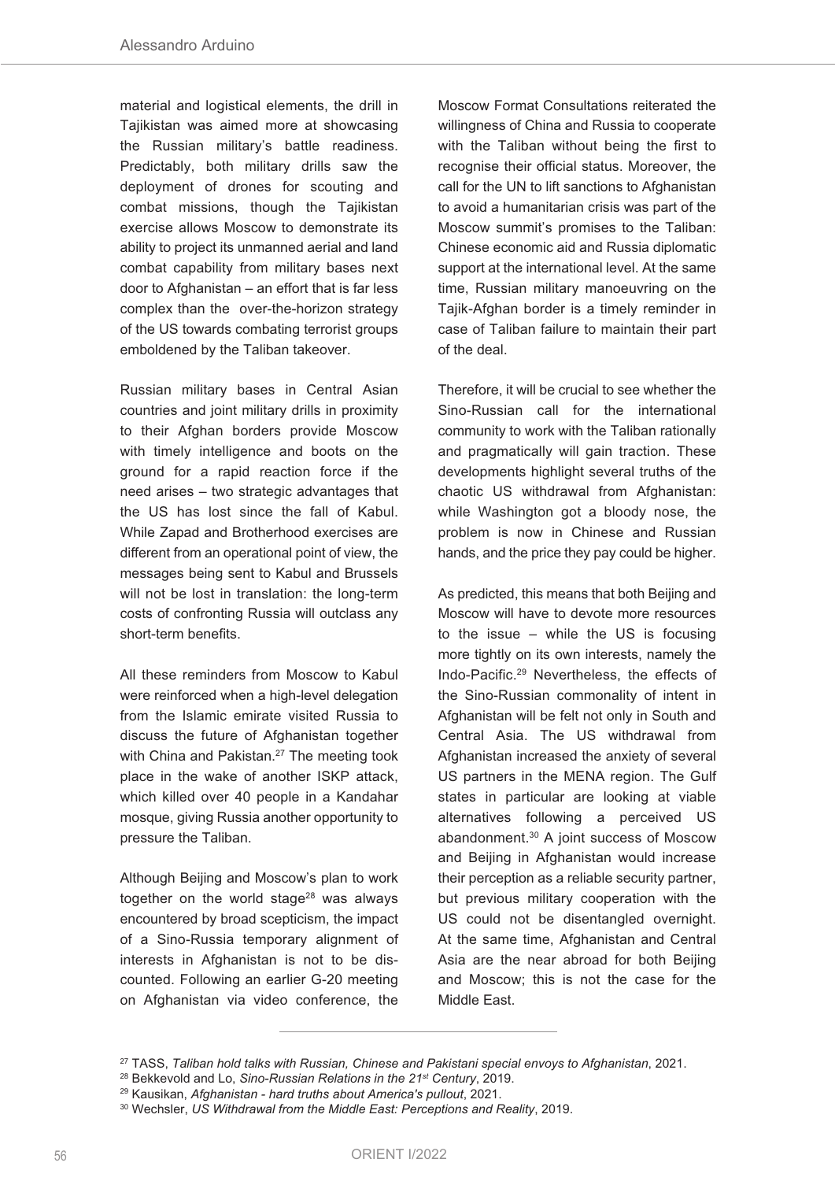material and logistical elements, the drill in Tajikistan was aimed more at showcasing the Russian military's battle readiness. Predictably, both military drills saw the deployment of drones for scouting and combat missions, though the Tajikistan exercise allows Moscow to demonstrate its ability to project its unmanned aerial and land combat capability from military bases next door to Afghanistan – an effort that is far less complex than the over-the-horizon strategy of the US towards combating terrorist groups emboldened by the Taliban takeover.

Russian military bases in Central Asian countries and joint military drills in proximity to their Afghan borders provide Moscow with timely intelligence and boots on the ground for a rapid reaction force if the need arises – two strategic advantages that the US has lost since the fall of Kabul. While Zapad and Brotherhood exercises are different from an operational point of view, the messages being sent to Kabul and Brussels will not be lost in translation: the long-term costs of confronting Russia will outclass any short-term benefits.

All these reminders from Moscow to Kabul were reinforced when a high-level delegation from the Islamic emirate visited Russia to discuss the future of Afghanistan together with China and Pakistan.[27] The meeting took place in the wake of another ISKP attack, which killed over 40 people in a Kandahar mosque, giving Russia another opportunity to pressure the Taliban.

Although Beijing and Moscow's plan to work together on the world stage[28] was always encountered by broad scepticism, the impact of a Sino-Russia temporary alignment of interests in Afghanistan is not to be discounted. Following an earlier G-20 meeting on Afghanistan via video conference, the Moscow Format Consultations reiterated the willingness of China and Russia to cooperate with the Taliban without being the first to recognise their official status. Moreover, the call for the UN to lift sanctions to Afghanistan to avoid a humanitarian crisis was part of the Moscow summit's promises to the Taliban: Chinese economic aid and Russia diplomatic support at the international level. At the same time, Russian military manoeuvring on the Tajik-Afghan border is a timely reminder in case of Taliban failure to maintain their part of the deal.

Therefore, it will be crucial to see whether the Sino-Russian call for the international community to work with the Taliban rationally and pragmatically will gain traction. These developments highlight several truths of the chaotic US withdrawal from Afghanistan: while Washington got a bloody nose, the problem is now in Chinese and Russian hands, and the price they pay could be higher.

As predicted, this means that both Beijing and Moscow will have to devote more resources to the issue – while the US is focusing more tightly on its own interests, namely the Indo-Pacific.[29] Nevertheless, the effects of the Sino-Russian commonality of intent in Afghanistan will be felt not only in South and Central Asia. The US withdrawal from Afghanistan increased the anxiety of several US partners in the MENA region. The Gulf states in particular are looking at viable alternatives following a perceived US abandonment.[30] A joint success of Moscow and Beijing in Afghanistan would increase their perception as a reliable security partner, but previous military cooperation with the US could not be disentangled overnight. At the same time, Afghanistan and Central Asia are the near abroad for both Beijing and Moscow; this is not the case for the Middle East.

---

[27] TASS, *Taliban hold talks with Russian, Chinese and Pakistani special envoys to Afghanistan*, 2021.

[28] Bekkevold and Lo, *Sino-Russian Relations in the 21st Century*, 2019.

[29] Kausikan, *Afghanistan - hard truths about America's pullout*, 2021.

[30] Wechsler, *US Withdrawal from the Middle East: Perceptions and Reality*, 2019.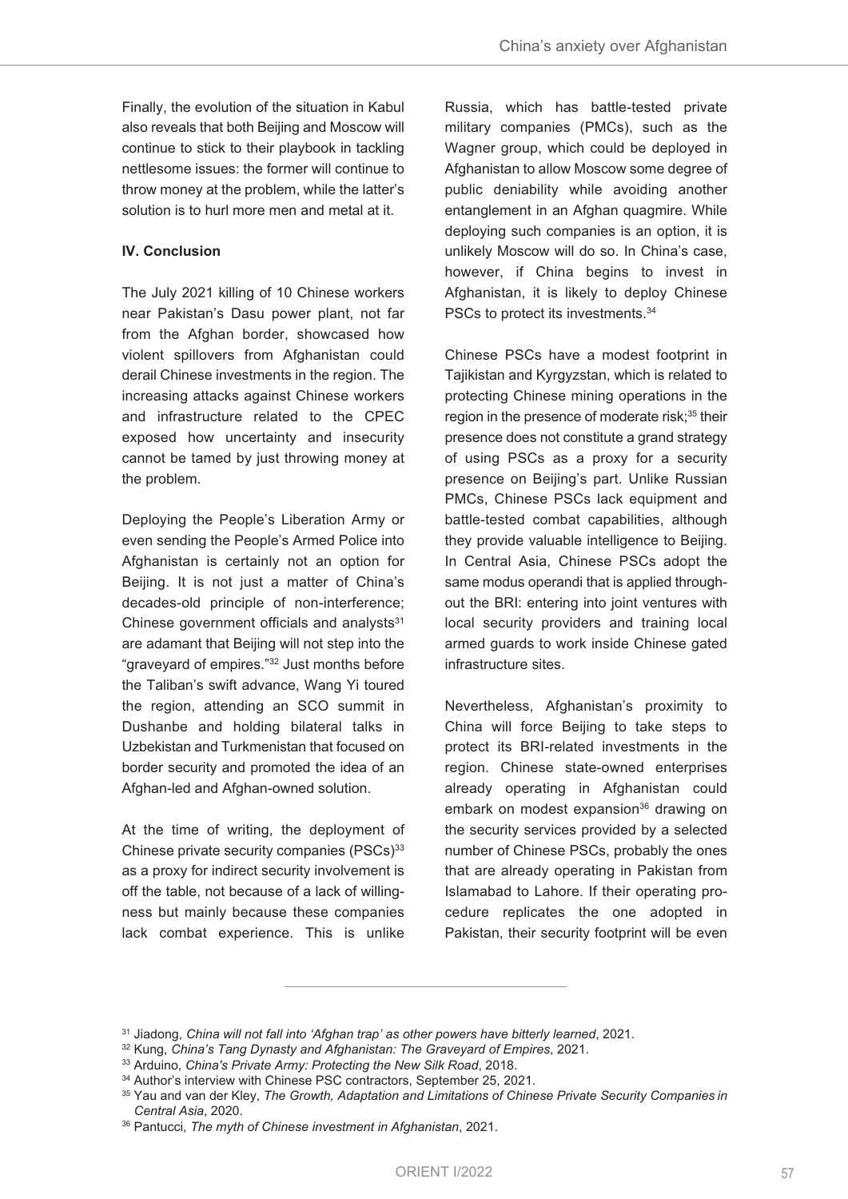Finally, the evolution of the situation in Kabul also reveals that both Beijing and Moscow will continue to stick to their playbook in tackling nettlesome issues: the former will continue to throw money at the problem, while the latter's solution is to hurl more men and metal at it.

**IV. Conclusion**

The July 2021 killing of 10 Chinese workers near Pakistan's Dasu power plant, not far from the Afghan border, showcased how violent spillovers from Afghanistan could derail Chinese investments in the region. The increasing attacks against Chinese workers and infrastructure related to the CPEC exposed how uncertainty and insecurity cannot be tamed by just throwing money at the problem.

Deploying the People's Liberation Army or even sending the People's Armed Police into Afghanistan is certainly not an option for Beijing. It is not just a matter of China's decades-old principle of non-interference; Chinese government officials and analysts[31] are adamant that Beijing will not step into the "graveyard of empires."[32] Just months before the Taliban's swift advance, Wang Yi toured the region, attending an SCO summit in Dushanbe and holding bilateral talks in Uzbekistan and Turkmenistan that focused on border security and promoted the idea of an Afghan-led and Afghan-owned solution.

At the time of writing, the deployment of Chinese private security companies (PSCs)[33] as a proxy for indirect security involvement is off the table, not because of a lack of willingness but mainly because these companies lack combat experience. This is unlike Russia, which has battle-tested private military companies (PMCs), such as the Wagner group, which could be deployed in Afghanistan to allow Moscow some degree of public deniability while avoiding another entanglement in an Afghan quagmire. While deploying such companies is an option, it is unlikely Moscow will do so. In China's case, however, if China begins to invest in Afghanistan, it is likely to deploy Chinese PSCs to protect its investments.[34]

Chinese PSCs have a modest footprint in Tajikistan and Kyrgyzstan, which is related to protecting Chinese mining operations in the region in the presence of moderate risk;[35] their presence does not constitute a grand strategy of using PSCs as a proxy for a security presence on Beijing's part. Unlike Russian PMCs, Chinese PSCs lack equipment and battle-tested combat capabilities, although they provide valuable intelligence to Beijing. In Central Asia, Chinese PSCs adopt the same modus operandi that is applied throughout the BRI: entering into joint ventures with local security providers and training local armed guards to work inside Chinese gated infrastructure sites.

Nevertheless, Afghanistan's proximity to China will force Beijing to take steps to protect its BRI-related investments in the region. Chinese state-owned enterprises already operating in Afghanistan could embark on modest expansion[36] drawing on the security services provided by a selected number of Chinese PSCs, probably the ones that are already operating in Pakistan from Islamabad to Lahore. If their operating procedure replicates the one adopted in Pakistan, their security footprint will be even

---

[31] Jiadong, *China will not fall into 'Afghan trap' as other powers have bitterly learned*, 2021.

[32] Kung, *China's Tang Dynasty and Afghanistan: The Graveyard of Empires*, 2021.

[33] Arduino, *China's Private Army: Protecting the New Silk Road*, 2018.

[34] Author's interview with Chinese PSC contractors, September 25, 2021.

[35] Yau and van der Kley, *The Growth, Adaptation and Limitations of Chinese Private Security Companies in Central Asia*, 2020.

[36] Pantucci, *The myth of Chinese investment in Afghanistan*, 2021.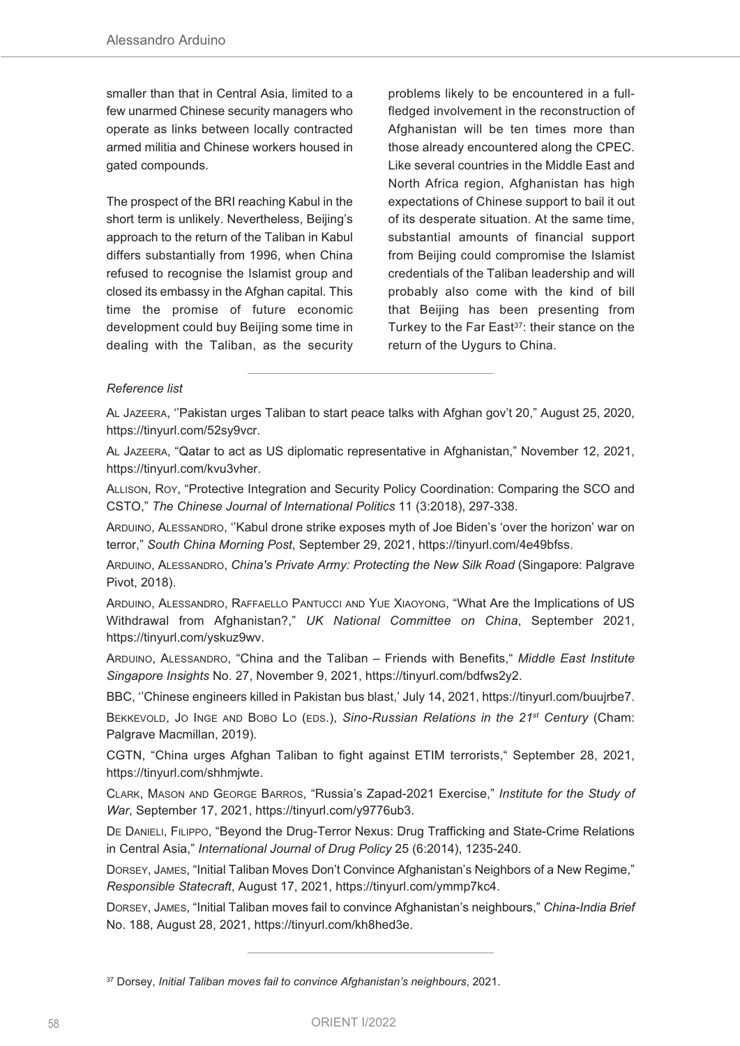smaller than that in Central Asia, limited to a few unarmed Chinese security managers who operate as links between locally contracted armed militia and Chinese workers housed in gated compounds.

The prospect of the BRI reaching Kabul in the short term is unlikely. Nevertheless, Beijing's approach to the return of the Taliban in Kabul differs substantially from 1996, when China refused to recognise the Islamist group and closed its embassy in the Afghan capital. This time the promise of future economic development could buy Beijing some time in dealing with the Taliban, as the security problems likely to be encountered in a full-fledged involvement in the reconstruction of Afghanistan will be ten times more than those already encountered along the CPEC. Like several countries in the Middle East and North Africa region, Afghanistan has high expectations of Chinese support to bail it out of its desperate situation. At the same time, substantial amounts of financial support from Beijing could compromise the Islamist credentials of the Taliban leadership and will probably also come with the kind of bill that Beijing has been presenting from Turkey to the Far East[37]: their stance on the return of the Uygurs to China.

---

*Reference list*

Al Jazeera, ''Pakistan urges Taliban to start peace talks with Afghan gov't 20," August 25, 2020, https://tinyurl.com/52sy9vcr.

Al Jazeera, "Qatar to act as US diplomatic representative in Afghanistan," November 12, 2021, https://tinyurl.com/kvu3vher.

Allison, Roy, "Protective Integration and Security Policy Coordination: Comparing the SCO and CSTO," *The Chinese Journal of International Politics* 11 (3:2018), 297-338.

Arduino, Alessandro, ''Kabul drone strike exposes myth of Joe Biden's 'over the horizon' war on terror," *South China Morning Post*, September 29, 2021, https://tinyurl.com/4e49bfss.

Arduino, Alessandro, *China's Private Army: Protecting the New Silk Road* (Singapore: Palgrave Pivot, 2018).

Arduino, Alessandro, Raffaello Pantucci and Yue Xiaoyong, "What Are the Implications of US Withdrawal from Afghanistan?," *UK National Committee on China*, September 2021, https://tinyurl.com/yskuz9wv.

Arduino, Alessandro, "China and the Taliban – Friends with Benefits," *Middle East Institute Singapore Insights* No. 27, November 9, 2021, https://tinyurl.com/bdfws2y2.

BBC, ''Chinese engineers killed in Pakistan bus blast,' July 14, 2021, https://tinyurl.com/buujrbe7.

Bekkevold, Jo Inge and Bobo Lo (eds.), *Sino-Russian Relations in the 21st Century* (Cham: Palgrave Macmillan, 2019).

CGTN, "China urges Afghan Taliban to fight against ETIM terrorists," September 28, 2021, https://tinyurl.com/shhmjwte.

Clark, Mason and George Barros, "Russia's Zapad-2021 Exercise," *Institute for the Study of War*, September 17, 2021, https://tinyurl.com/y9776ub3.

De Danieli, Filippo, "Beyond the Drug-Terror Nexus: Drug Trafficking and State-Crime Relations in Central Asia," *International Journal of Drug Policy* 25 (6:2014), 1235-240.

Dorsey, James, "Initial Taliban Moves Don't Convince Afghanistan's Neighbors of a New Regime," *Responsible Statecraft*, August 17, 2021, https://tinyurl.com/ymmp7kc4.

Dorsey, James, "Initial Taliban moves fail to convince Afghanistan's neighbours," *China-India Brief* No. 188, August 28, 2021, https://tinyurl.com/kh8hed3e.

---

[37] Dorsey, *Initial Taliban moves fail to convince Afghanistan's neighbours*, 2021.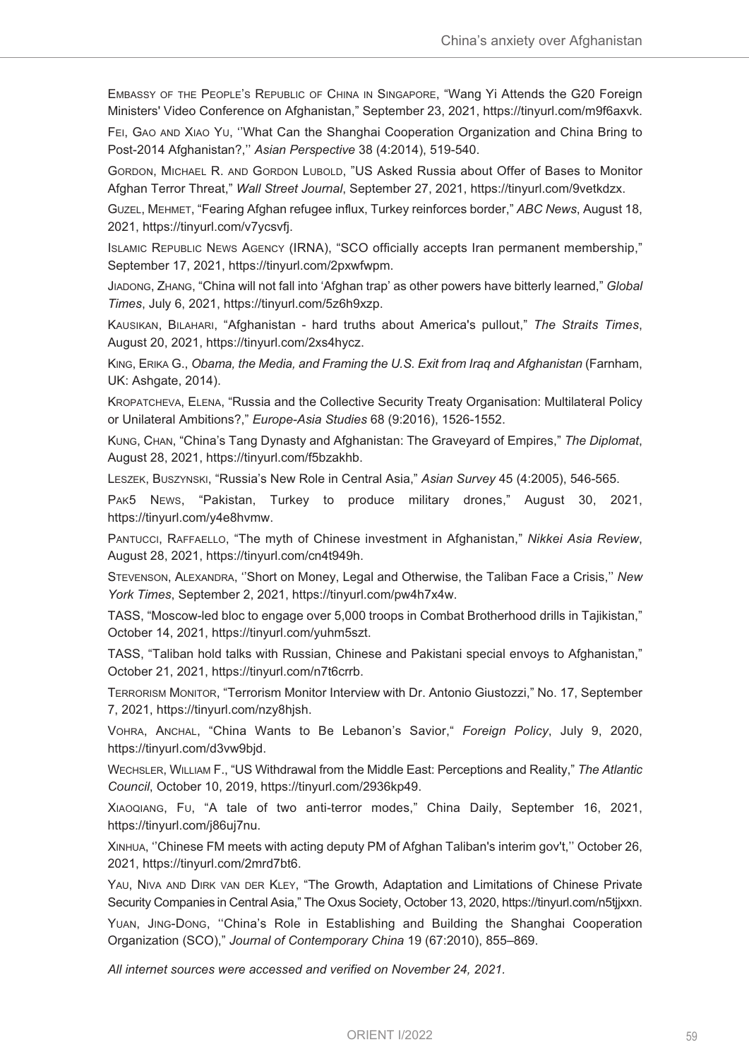EMBASSY OF THE PEOPLE'S REPUBLIC OF CHINA IN SINGAPORE, "Wang Yi Attends the G20 Foreign Ministers' Video Conference on Afghanistan," September 23, 2021, https://tinyurl.com/m9f6axvk.

FEI, GAO AND XIAO YU, ''What Can the Shanghai Cooperation Organization and China Bring to Post-2014 Afghanistan?,'' *Asian Perspective* 38 (4:2014), 519-540.

GORDON, MICHAEL R. AND GORDON LUBOLD, "US Asked Russia about Offer of Bases to Monitor Afghan Terror Threat," *Wall Street Journal*, September 27, 2021, https://tinyurl.com/9vetkdzx.

GUZEL, MEHMET, "Fearing Afghan refugee influx, Turkey reinforces border," *ABC News*, August 18, 2021, https://tinyurl.com/v7ycsvfj.

ISLAMIC REPUBLIC NEWS AGENCY (IRNA), "SCO officially accepts Iran permanent membership," September 17, 2021, https://tinyurl.com/2pxwfwpm.

JIADONG, ZHANG, "China will not fall into 'Afghan trap' as other powers have bitterly learned," *Global Times*, July 6, 2021, https://tinyurl.com/5z6h9xzp.

KAUSIKAN, BILAHARI, "Afghanistan - hard truths about America's pullout," *The Straits Times*, August 20, 2021, https://tinyurl.com/2xs4hycz.

KING, ERIKA G., *Obama, the Media, and Framing the U.S. Exit from Iraq and Afghanistan* (Farnham, UK: Ashgate, 2014).

KROPATCHEVA, ELENA, "Russia and the Collective Security Treaty Organisation: Multilateral Policy or Unilateral Ambitions?," *Europe-Asia Studies* 68 (9:2016), 1526-1552.

KUNG, CHAN, "China's Tang Dynasty and Afghanistan: The Graveyard of Empires," *The Diplomat*, August 28, 2021, https://tinyurl.com/f5bzakhb.

LESZEK, BUSZYNSKI, "Russia's New Role in Central Asia," *Asian Survey* 45 (4:2005), 546-565.

PAK5 NEWS, "Pakistan, Turkey to produce military drones," August 30, 2021, https://tinyurl.com/y4e8hvmw.

PANTUCCI, RAFFAELLO, "The myth of Chinese investment in Afghanistan," *Nikkei Asia Review*, August 28, 2021, https://tinyurl.com/cn4t949h.

STEVENSON, ALEXANDRA, ''Short on Money, Legal and Otherwise, the Taliban Face a Crisis,'' *New York Times*, September 2, 2021, https://tinyurl.com/pw4h7x4w.

TASS, "Moscow-led bloc to engage over 5,000 troops in Combat Brotherhood drills in Tajikistan," October 14, 2021, https://tinyurl.com/yuhm5szt.

TASS, "Taliban hold talks with Russian, Chinese and Pakistani special envoys to Afghanistan," October 21, 2021, https://tinyurl.com/n7t6crrb.

TERRORISM MONITOR, "Terrorism Monitor Interview with Dr. Antonio Giustozzi," No. 17, September 7, 2021, https://tinyurl.com/nzy8hjsh.

VOHRA, ANCHAL, "China Wants to Be Lebanon's Savior," *Foreign Policy*, July 9, 2020, https://tinyurl.com/d3vw9bjd.

WECHSLER, WILLIAM F., "US Withdrawal from the Middle East: Perceptions and Reality," *The Atlantic Council*, October 10, 2019, https://tinyurl.com/2936kp49.

XIAOQIANG, FU, "A tale of two anti-terror modes," China Daily, September 16, 2021, https://tinyurl.com/j86uj7nu.

XINHUA, ''Chinese FM meets with acting deputy PM of Afghan Taliban's interim gov't,'' October 26, 2021, https://tinyurl.com/2mrd7bt6.

YAU, NIVA AND DIRK VAN DER KLEY, "The Growth, Adaptation and Limitations of Chinese Private Security Companies in Central Asia," The Oxus Society, October 13, 2020, https://tinyurl.com/n5tjjxxn.

YUAN, JING-DONG, ''China's Role in Establishing and Building the Shanghai Cooperation Organization (SCO),'' *Journal of Contemporary China* 19 (67:2010), 855–869.

*All internet sources were accessed and verified on November 24, 2021.*